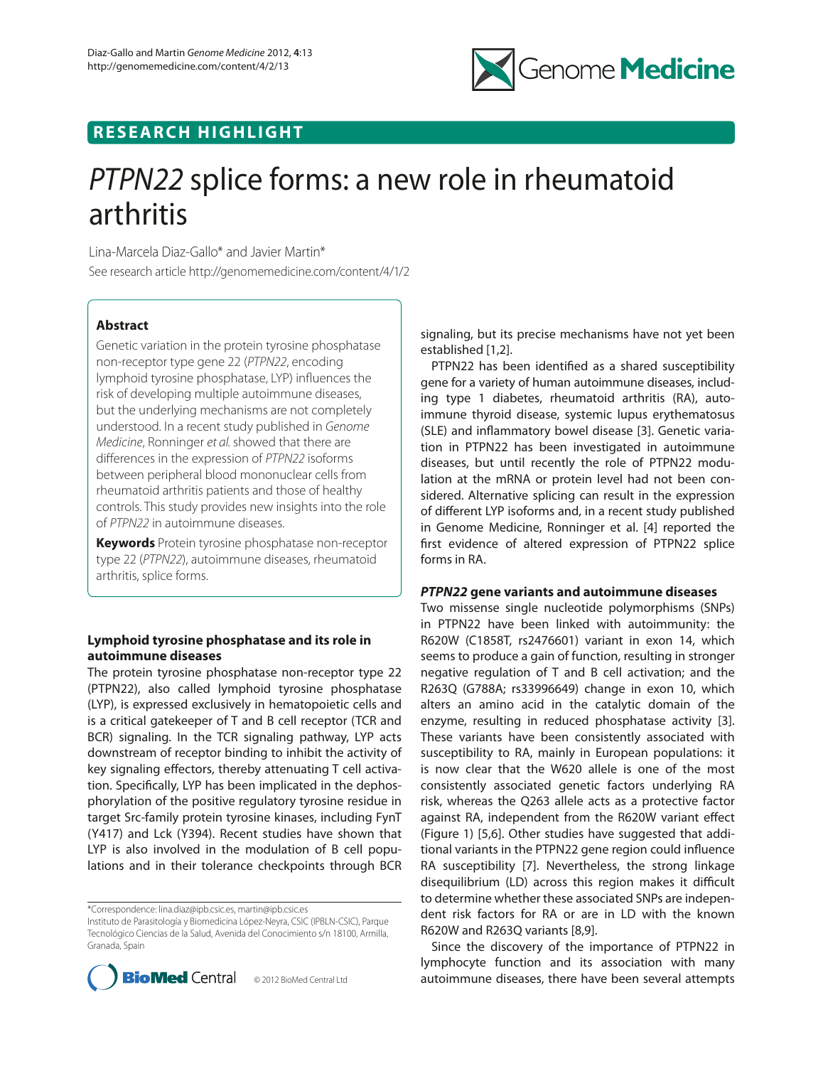RESEARCH HIGHLIGHT

# *PTPN22* splice forms: a new role in rheumatoid arthritis

Lina-Marcela Diaz-Gallo* and Javier Martin*

See research article http://genomemedicine.com/content/4/1/2

## Abstract

Genetic variation in the protein tyrosine phosphatase non-receptor type gene 22 (*PTPN22*, encoding lymphoid tyrosine phosphatase, LYP) influences the risk of developing multiple autoimmune diseases, but the underlying mechanisms are not completely understood. In a recent study published in *Genome Medicine*, Ronninger *et al.* showed that there are differences in the expression of *PTPN22* isoforms between peripheral blood mononuclear cells from rheumatoid arthritis patients and those of healthy controls. This study provides new insights into the role of *PTPN22* in autoimmune diseases.

**Keywords** Protein tyrosine phosphatase non-receptor type 22 (*PTPN22*), autoimmune diseases, rheumatoid arthritis, splice forms.

### Lymphoid tyrosine phosphatase and its role in autoimmune diseases

The protein tyrosine phosphatase non-receptor type 22 (PTPN22), also called lymphoid tyrosine phosphatase (LYP), is expressed exclusively in hematopoietic cells and is a critical gatekeeper of T and B cell receptor (TCR and BCR) signaling. In the TCR signaling pathway, LYP acts downstream of receptor binding to inhibit the activity of key signaling effectors, thereby attenuating T cell activation. Specifically, LYP has been implicated in the dephosphorylation of the positive regulatory tyrosine residue in target Src-family protein tyrosine kinases, including FynT (Y417) and Lck (Y394). Recent studies have shown that LYP is also involved in the modulation of B cell populations and in their tolerance checkpoints through BCR signaling, but its precise mechanisms have not yet been established [1,2].

PTPN22 has been identified as a shared susceptibility gene for a variety of human autoimmune diseases, including type 1 diabetes, rheumatoid arthritis (RA), autoimmune thyroid disease, systemic lupus erythematosus (SLE) and inflammatory bowel disease [3]. Genetic variation in PTPN22 has been investigated in autoimmune diseases, but until recently the role of PTPN22 modulation at the mRNA or protein level had not been considered. Alternative splicing can result in the expression of different LYP isoforms and, in a recent study published in Genome Medicine, Ronninger et al. [4] reported the first evidence of altered expression of PTPN22 splice forms in RA.

### *PTPN22* gene variants and autoimmune diseases

Two missense single nucleotide polymorphisms (SNPs) in PTPN22 have been linked with autoimmunity: the R620W (C1858T, rs2476601) variant in exon 14, which seems to produce a gain of function, resulting in stronger negative regulation of T and B cell activation; and the R263Q (G788A; rs33996649) change in exon 10, which alters an amino acid in the catalytic domain of the enzyme, resulting in reduced phosphatase activity [3]. These variants have been consistently associated with susceptibility to RA, mainly in European populations: it is now clear that the W620 allele is one of the most consistently associated genetic factors underlying RA risk, whereas the Q263 allele acts as a protective factor against RA, independent from the R620W variant effect (Figure 1) [5,6]. Other studies have suggested that additional variants in the PTPN22 gene region could influence RA susceptibility [7]. Nevertheless, the strong linkage disequilibrium (LD) across this region makes it difficult to determine whether these associated SNPs are independent risk factors for RA or are in LD with the known R620W and R263Q variants [8,9].

Since the discovery of the importance of PTPN22 in lymphocyte function and its association with many autoimmune diseases, there have been several attempts

*Correspondence: lina.diaz@ipb.csic.es, martin@ipb.csic.es
Instituto de Parasitología y Biomedicina López-Neyra, CSIC (IPBLN-CSIC), Parque Tecnológico Ciencias de la Salud, Avenida del Conocimiento s/n 18100, Armilla, Granada, Spain

© 2012 BioMed Central Ltd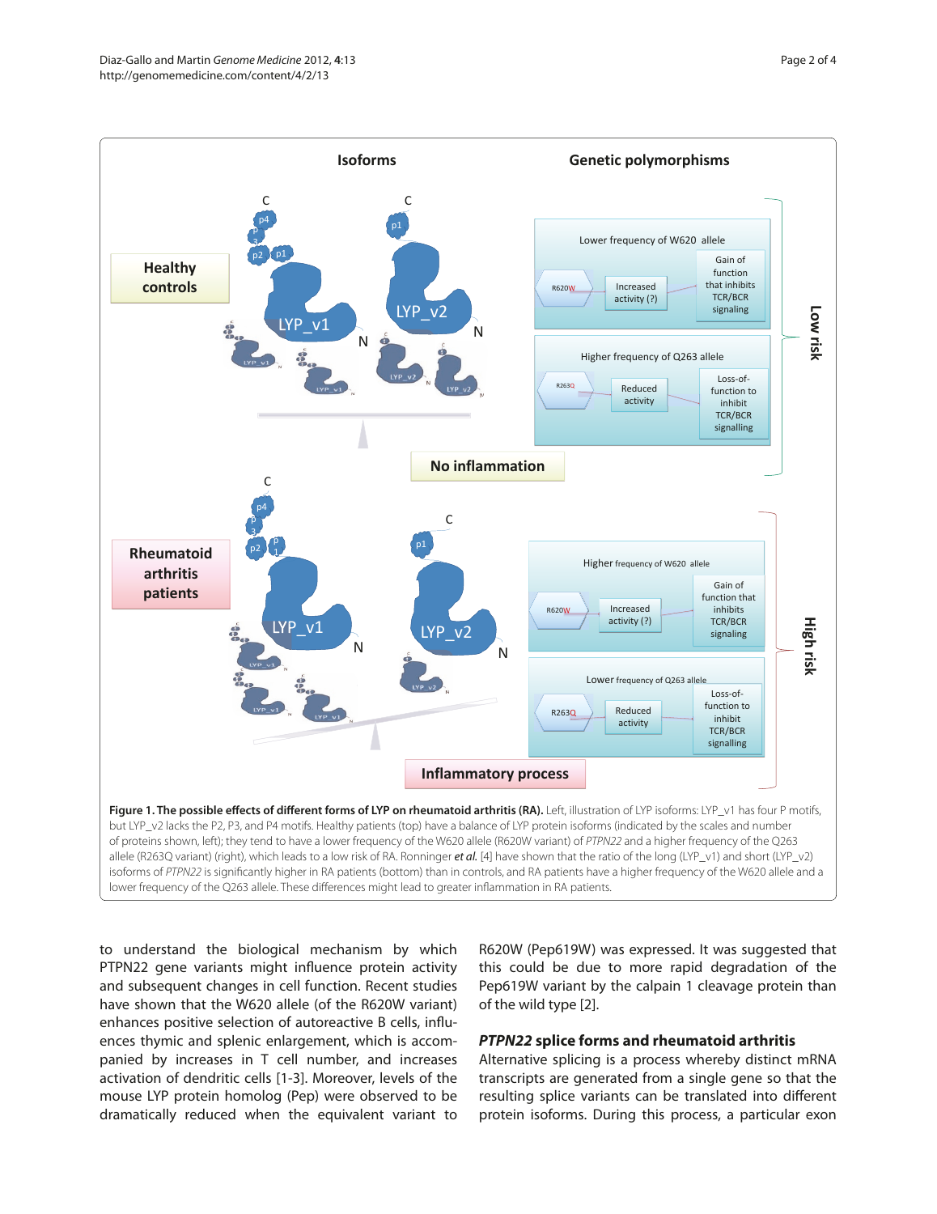**Figure 1. The possible effects of different forms of LYP on rheumatoid arthritis (RA).** Left, illustration of LYP isoforms: LYP_v1 has four P motifs, but LYP_v2 lacks the P2, P3, and P4 motifs. Healthy patients (top) have a balance of LYP protein isoforms (indicated by the scales and number of proteins shown, left); they tend to have a lower frequency of the W620 allele (R620W variant) of *PTPN22* and a higher frequency of the Q263 allele (R263Q variant) (right), which leads to a low risk of RA. Ronninger *et al.* [4] have shown that the ratio of the long (LYP_v1) and short (LYP_v2) isoforms of *PTPN22* is significantly higher in RA patients (bottom) than in controls, and RA patients have a higher frequency of the W620 allele and a lower frequency of the Q263 allele. These differences might lead to greater inflammation in RA patients.

to understand the biological mechanism by which PTPN22 gene variants might influence protein activity and subsequent changes in cell function. Recent studies have shown that the W620 allele (of the R620W variant) enhances positive selection of autoreactive B cells, influences thymic and splenic enlargement, which is accompanied by increases in T cell number, and increases activation of dendritic cells [1-3]. Moreover, levels of the mouse LYP protein homolog (Pep) were observed to be dramatically reduced when the equivalent variant to R620W (Pep619W) was expressed. It was suggested that this could be due to more rapid degradation of the Pep619W variant by the calpain 1 cleavage protein than of the wild type [2].

## *PTPN22* splice forms and rheumatoid arthritis

Alternative splicing is a process whereby distinct mRNA transcripts are generated from a single gene so that the resulting splice variants can be translated into different protein isoforms. During this process, a particular exon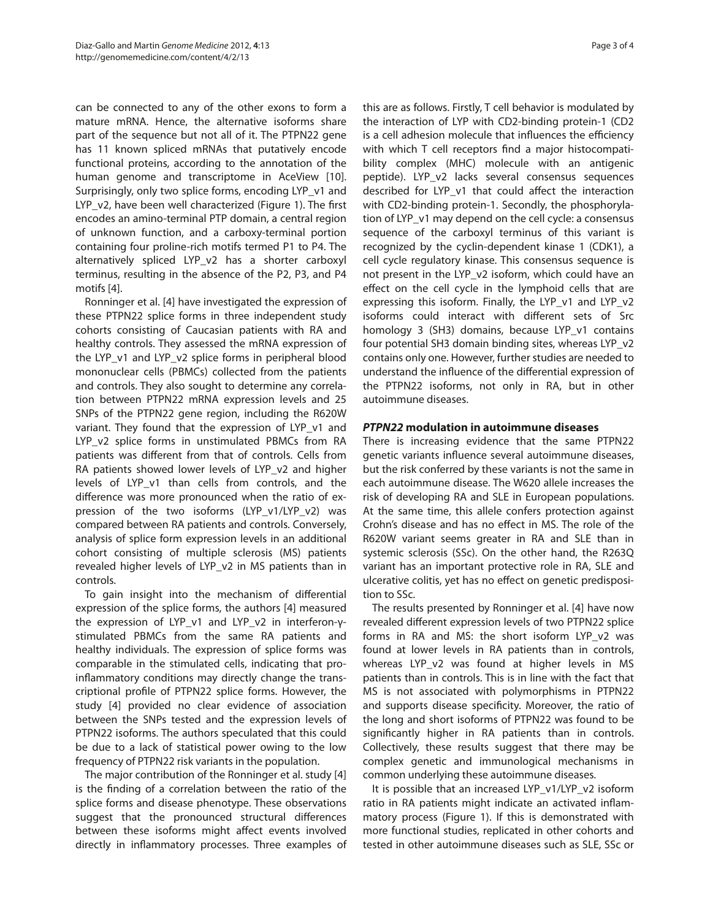can be connected to any of the other exons to form a mature mRNA. Hence, the alternative isoforms share part of the sequence but not all of it. The PTPN22 gene has 11 known spliced mRNAs that putatively encode functional proteins, according to the annotation of the human genome and transcriptome in AceView [10]. Surprisingly, only two splice forms, encoding LYP_v1 and LYP_v2, have been well characterized (Figure 1). The first encodes an amino-terminal PTP domain, a central region of unknown function, and a carboxy-terminal portion containing four proline-rich motifs termed P1 to P4. The alternatively spliced LYP_v2 has a shorter carboxyl terminus, resulting in the absence of the P2, P3, and P4 motifs [4].

Ronninger et al. [4] have investigated the expression of these PTPN22 splice forms in three independent study cohorts consisting of Caucasian patients with RA and healthy controls. They assessed the mRNA expression of the LYP_v1 and LYP_v2 splice forms in peripheral blood mononuclear cells (PBMCs) collected from the patients and controls. They also sought to determine any correlation between PTPN22 mRNA expression levels and 25 SNPs of the PTPN22 gene region, including the R620W variant. They found that the expression of LYP_v1 and LYP_v2 splice forms in unstimulated PBMCs from RA patients was different from that of controls. Cells from RA patients showed lower levels of LYP_v2 and higher levels of LYP_v1 than cells from controls, and the difference was more pronounced when the ratio of expression of the two isoforms (LYP_v1/LYP_v2) was compared between RA patients and controls. Conversely, analysis of splice form expression levels in an additional cohort consisting of multiple sclerosis (MS) patients revealed higher levels of LYP_v2 in MS patients than in controls.

To gain insight into the mechanism of differential expression of the splice forms, the authors [4] measured the expression of LYP_v1 and LYP_v2 in interferon-γ-stimulated PBMCs from the same RA patients and healthy individuals. The expression of splice forms was comparable in the stimulated cells, indicating that pro-inflammatory conditions may directly change the transcriptional profile of PTPN22 splice forms. However, the study [4] provided no clear evidence of association between the SNPs tested and the expression levels of PTPN22 isoforms. The authors speculated that this could be due to a lack of statistical power owing to the low frequency of PTPN22 risk variants in the population.

The major contribution of the Ronninger et al. study [4] is the finding of a correlation between the ratio of the splice forms and disease phenotype. These observations suggest that the pronounced structural differences between these isoforms might affect events involved directly in inflammatory processes. Three examples of this are as follows. Firstly, T cell behavior is modulated by the interaction of LYP with CD2-binding protein-1 (CD2 is a cell adhesion molecule that influences the efficiency with which T cell receptors find a major histocompatibility complex (MHC) molecule with an antigenic peptide). LYP_v2 lacks several consensus sequences described for LYP_v1 that could affect the interaction with CD2-binding protein-1. Secondly, the phosphorylation of LYP_v1 may depend on the cell cycle: a consensus sequence of the carboxyl terminus of this variant is recognized by the cyclin-dependent kinase 1 (CDK1), a cell cycle regulatory kinase. This consensus sequence is not present in the LYP_v2 isoform, which could have an effect on the cell cycle in the lymphoid cells that are expressing this isoform. Finally, the LYP_v1 and LYP_v2 isoforms could interact with different sets of Src homology 3 (SH3) domains, because LYP_v1 contains four potential SH3 domain binding sites, whereas LYP_v2 contains only one. However, further studies are needed to understand the influence of the differential expression of the PTPN22 isoforms, not only in RA, but in other autoimmune diseases.

## *PTPN22* modulation in autoimmune diseases

There is increasing evidence that the same PTPN22 genetic variants influence several autoimmune diseases, but the risk conferred by these variants is not the same in each autoimmune disease. The W620 allele increases the risk of developing RA and SLE in European populations. At the same time, this allele confers protection against Crohn's disease and has no effect in MS. The role of the R620W variant seems greater in RA and SLE than in systemic sclerosis (SSc). On the other hand, the R263Q variant has an important protective role in RA, SLE and ulcerative colitis, yet has no effect on genetic predisposition to SSc.

The results presented by Ronninger et al. [4] have now revealed different expression levels of two PTPN22 splice forms in RA and MS: the short isoform LYP_v2 was found at lower levels in RA patients than in controls, whereas LYP_v2 was found at higher levels in MS patients than in controls. This is in line with the fact that MS is not associated with polymorphisms in PTPN22 and supports disease specificity. Moreover, the ratio of the long and short isoforms of PTPN22 was found to be significantly higher in RA patients than in controls. Collectively, these results suggest that there may be complex genetic and immunological mechanisms in common underlying these autoimmune diseases.

It is possible that an increased LYP_v1/LYP_v2 isoform ratio in RA patients might indicate an activated inflammatory process (Figure 1). If this is demonstrated with more functional studies, replicated in other cohorts and tested in other autoimmune diseases such as SLE, SSc or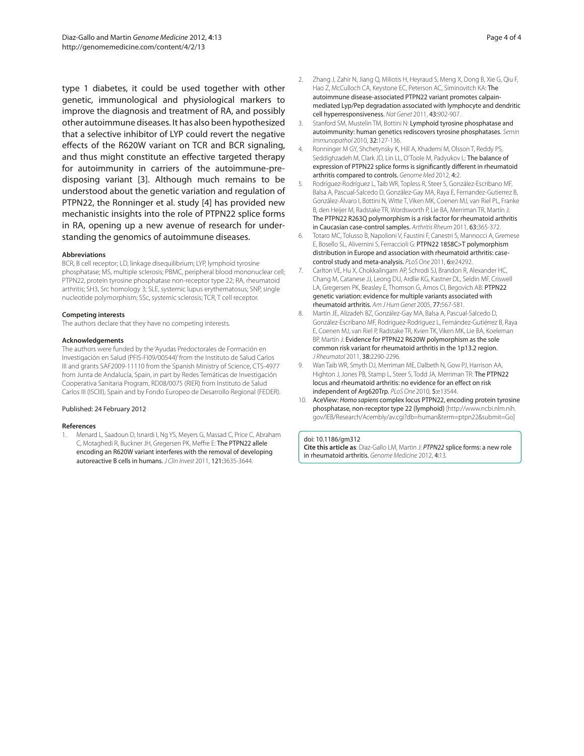type 1 diabetes, it could be used together with other genetic, immunological and physiological markers to improve the diagnosis and treatment of RA, and possibly other autoimmune diseases. It has also been hypothesized that a selective inhibitor of LYP could revert the negative effects of the R620W variant on TCR and BCR signaling, and thus might constitute an effective targeted therapy for autoimmunity in carriers of the autoimmune-predisposing variant [3]. Although much remains to be understood about the genetic variation and regulation of PTPN22, the Ronninger et al. study [4] has provided new mechanistic insights into the role of PTPN22 splice forms in RA, opening up a new avenue of research for understanding the genomics of autoimmune diseases.

#### Abbreviations

BCR, B cell receptor; LD, linkage disequilibrium; LYP, lymphoid tyrosine phosphatase; MS, multiple sclerosis; PBMC, peripheral blood mononuclear cell; PTPN22, protein tyrosine phosphatase non-receptor type 22; RA, rheumatoid arthritis; SH3, Src homology 3; SLE, systemic lupus erythematosus; SNP, single nucleotide polymorphism; SSc, systemic sclerosis; TCR, T cell receptor.

#### Competing interests

The authors declare that they have no competing interests.

#### Acknowledgements

The authors were funded by the 'Ayudas Predoctorales de Formación en Investigación en Salud (PFIS-FI09/00544)' from the Instituto de Salud Carlos III and grants SAF2009-11110 from the Spanish Ministry of Science, CTS-4977 from Junta de Andalucía, Spain, in part by Redes Temáticas de Investigación Cooperativa Sanitaria Program, RD08/0075 (RIER) from Instituto de Salud Carlos III (ISCIII), Spain and by Fondo Europeo de Desarrollo Regional (FEDER).

Published: 24 February 2012

#### References

1. Menard L, Saadoun D, Isnardi I, Ng YS, Meyers G, Massad C, Price C, Abraham C, Motaghedi R, Buckner JH, Gregersen PK, Meffre E: **The PTPN22 allele encoding an R620W variant interferes with the removal of developing autoreactive B cells in humans.** *J Clin Invest* 2011, **121:**3635-3644.
2. Zhang J, Zahir N, Jiang Q, Miliotis H, Heyraud S, Meng X, Dong B, Xie G, Qiu F, Hao Z, McCulloch CA, Keystone EC, Peterson AC, Siminovitch KA: **The autoimmune disease-associated PTPN22 variant promotes calpain-mediated Lyp/Pep degradation associated with lymphocyte and dendritic cell hyperresponsiveness.** *Nat Genet* 2011, **43:**902-907.
3. Stanford SM, Mustelin TM, Bottini N: **Lymphoid tyrosine phosphatase and autoimmunity: human genetics rediscovers tyrosine phosphatases.** *Semin Immunopathol* 2010, **32:**127-136.
4. Ronninger M GY, Shchetynsky K, Hill A, Khademi M, Olsson T, Reddy PS, Seddighzadeh M, Clark JD, Lin LL, O'Toole M, Padyukov L: **The balance of expression of PTPN22 splice forms is significantly different in rheumatoid arthritis compared to controls.** *Genome Med* 2012, **4:**2.
5. Rodríguez-Rodríguez L, Taib WR, Topless R, Steer S, González-Escribano MF, Balsa A, Pascual-Salcedo D, González-Gay MA, Raya E, Fernandez-Gutierrez B, González-Álvaro I, Bottini N, Witte T, Viken MK, Coenen MJ, van Riel PL, Franke B, den Heijer M, Radstake TR, Wordsworth P, Lie BA, Merriman TR, Martín J: **The PTPN22 R263Q polymorphism is a risk factor for rheumatoid arthritis in Caucasian case-control samples.** *Arthritis Rheum* 2011, **63:**365-372.
6. Totaro MC, Tolusso B, Napolioni V, Faustini F, Canestri S, Mannocci A, Gremese E, Bosello SL, Alivernini S, Ferraccioli G: **PTPN22 1858C>T polymorphism distribution in Europe and association with rheumatoid arthritis: case-control study and meta-analysis.** *PLoS One* 2011, **6:**e24292.
7. Carlton VE, Hu X, Chokkalingam AP, Schrodi SJ, Brandon R, Alexander HC, Chang M, Catanese JJ, Leong DU, Ardlie KG, Kastner DL, Seldin MF, Criswell LA, Gregersen PK, Beasley E, Thomson G, Amos CI, Begovich AB: **PTPN22 genetic variation: evidence for multiple variants associated with rheumatoid arthritis.** *Am J Hum Genet* 2005, **77:**567-581.
8. Martín JE, Alizadeh BZ, González-Gay MA, Balsa A, Pascual-Salcedo D, González-Escribano MF, Rodriguez-Rodriguez L, Fernández-Gutiérrez B, Raya E, Coenen MJ, van Riel P, Radstake TR, Kvien TK, Viken MK, Lie BA, Koeleman BP, Martín J: **Evidence for PTPN22 R620W polymorphism as the sole common risk variant for rheumatoid arthritis in the 1p13.2 region.** *J Rheumatol* 2011, **38:**2290-2296.
9. Wan Taib WR, Smyth DJ, Merriman ME, Dalbeth N, Gow PJ, Harrison AA, Highton J, Jones PB, Stamp L, Steer S, Todd JA, Merriman TR: **The PTPN22 locus and rheumatoid arthritis: no evidence for an effect on risk independent of Arg620Trp.** *PLoS One* 2010, **5:**e13544.
10. AceView: ***Homo sapiens* complex locus PTPN22, encoding protein tyrosine phosphatase, non-receptor type 22 (lymphoid)** [http://www.ncbi.nlm.nih.gov/IEB/Research/Acembly/av.cgi?db=human&term=ptpn22&submit=Go]

doi: 10.1186/gm312

**Cite this article as**: Diaz-Gallo LM, Martin J: *PTPN22* splice forms: a new role in rheumatoid arthritis. *Genome Medicine* 2012, **4:**13.